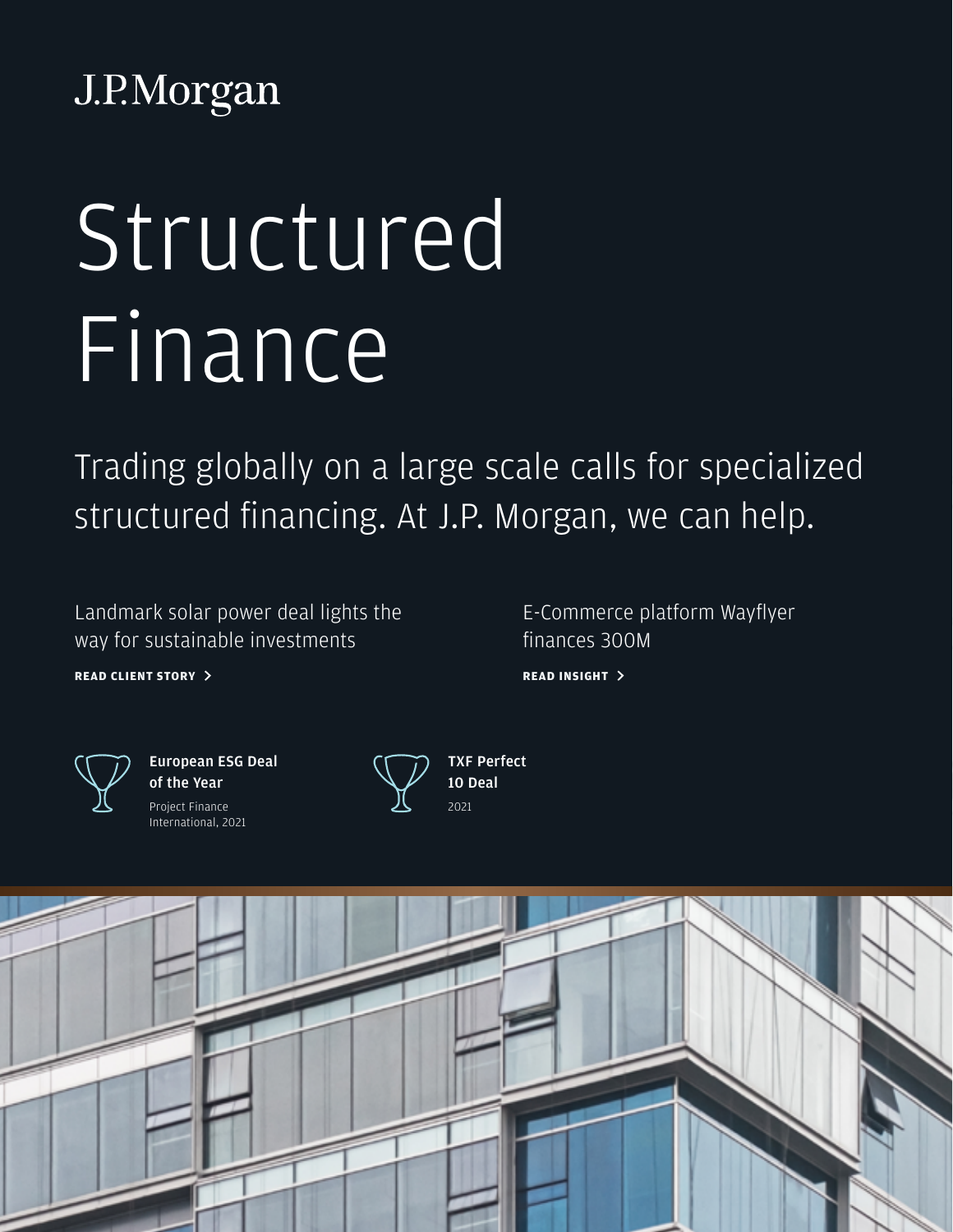J.P.Morgan

# Structured Finance

Trading globally on a large scale calls for specialized structured financing. At J.P. Morgan, we can help.

Landmark solar power deal lights the way for sustainable investments

**READ CLIENT STORY >**

E-Commerce platform Wayflyer finances 300M

**READ INSIGHT >**

**European ESG Deal of the Year**

Project Finance International, 2021

**TXF Perfect 10 Deal**

2021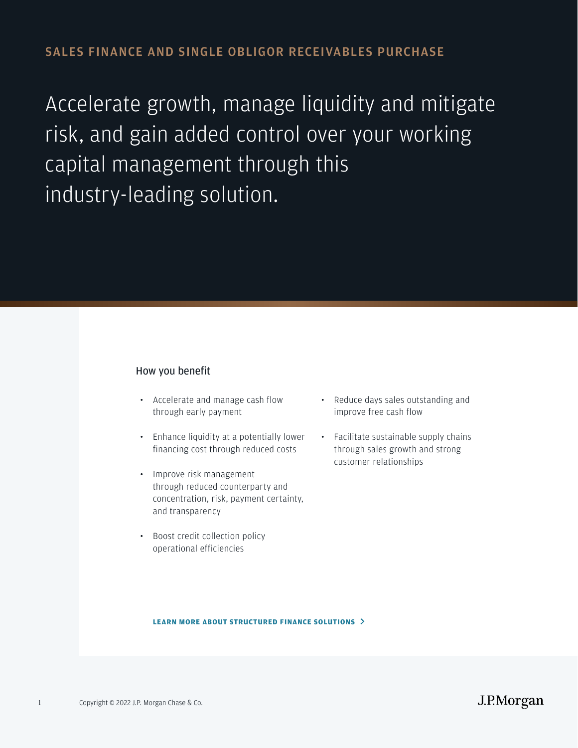SALES FINANCE AND SINGLE OBLIGOR RECEIVABLES PURCHASE

# Accelerate growth, manage liquidity and mitigate risk, and gain added control over your working capital management through this industry-leading solution.

## How you benefit

- Accelerate and manage cash flow through early payment
- Enhance liquidity at a potentially lower financing cost through reduced costs
- Improve risk management through reduced counterparty and concentration, risk, payment certainty, and transparency
- Boost credit collection policy operational efficiencies
- Reduce days sales outstanding and improve free cash flow
- Facilitate sustainable supply chains through sales growth and strong customer relationships

**LEARN MORE ABOUT STRUCTURED FINANCE SOLUTIONS >**

Copyright © 2022 J.P. Morgan Chase & Co.

J.P.Morgan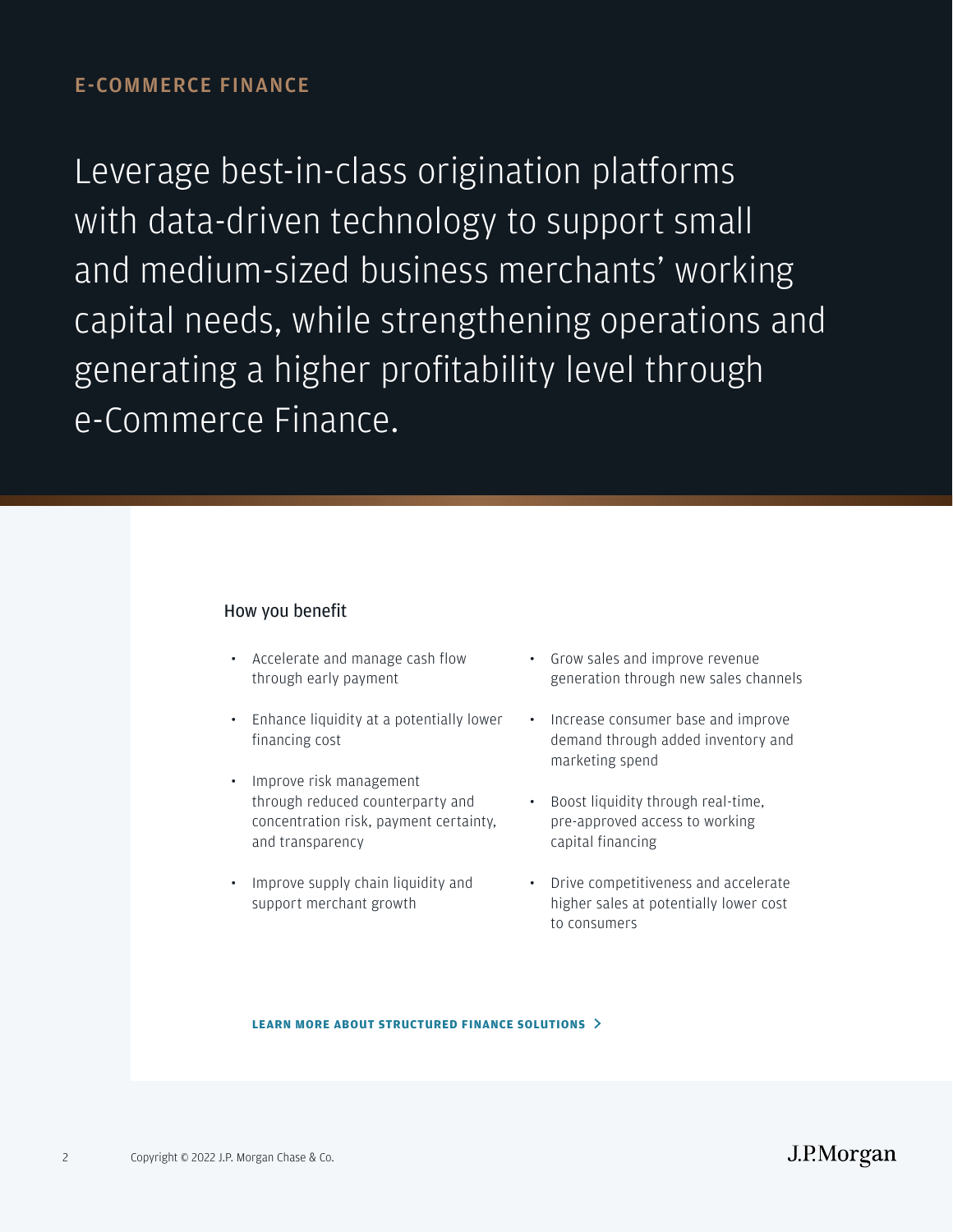E-COMMERCE FINANCE

# Leverage best-in-class origination platforms with data-driven technology to support small and medium-sized business merchants' working capital needs, while strengthening operations and generating a higher profitability level through e-Commerce Finance.

## How you benefit

- Accelerate and manage cash flow through early payment
- Enhance liquidity at a potentially lower financing cost
- Improve risk management through reduced counterparty and concentration risk, payment certainty, and transparency
- Improve supply chain liquidity and support merchant growth
- Grow sales and improve revenue generation through new sales channels
- Increase consumer base and improve demand through added inventory and marketing spend
- Boost liquidity through real-time, pre-approved access to working capital financing
- Drive competitiveness and accelerate higher sales at potentially lower cost to consumers

**LEARN MORE ABOUT STRUCTURED FINANCE SOLUTIONS >**

Copyright © 2022 J.P. Morgan Chase & Co.

J.P.Morgan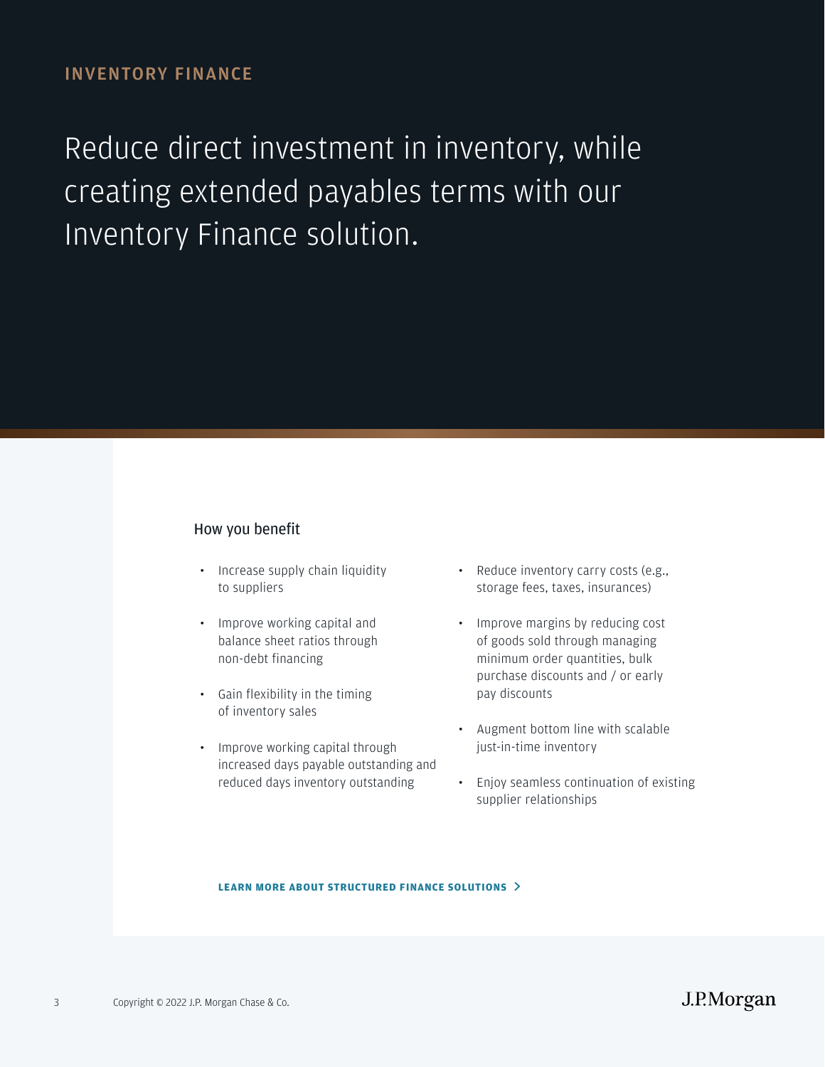## INVENTORY FINANCE

# Reduce direct investment in inventory, while creating extended payables terms with our Inventory Finance solution.

### How you benefit

- Increase supply chain liquidity to suppliers
- Improve working capital and balance sheet ratios through non-debt financing
- Gain flexibility in the timing of inventory sales
- Improve working capital through increased days payable outstanding and reduced days inventory outstanding
- Reduce inventory carry costs (e.g., storage fees, taxes, insurances)
- Improve margins by reducing cost of goods sold through managing minimum order quantities, bulk purchase discounts and / or early pay discounts
- Augment bottom line with scalable just-in-time inventory
- Enjoy seamless continuation of existing supplier relationships

**LEARN MORE ABOUT STRUCTURED FINANCE SOLUTIONS >**

Copyright © 2022 J.P. Morgan Chase & Co.

J.P.Morgan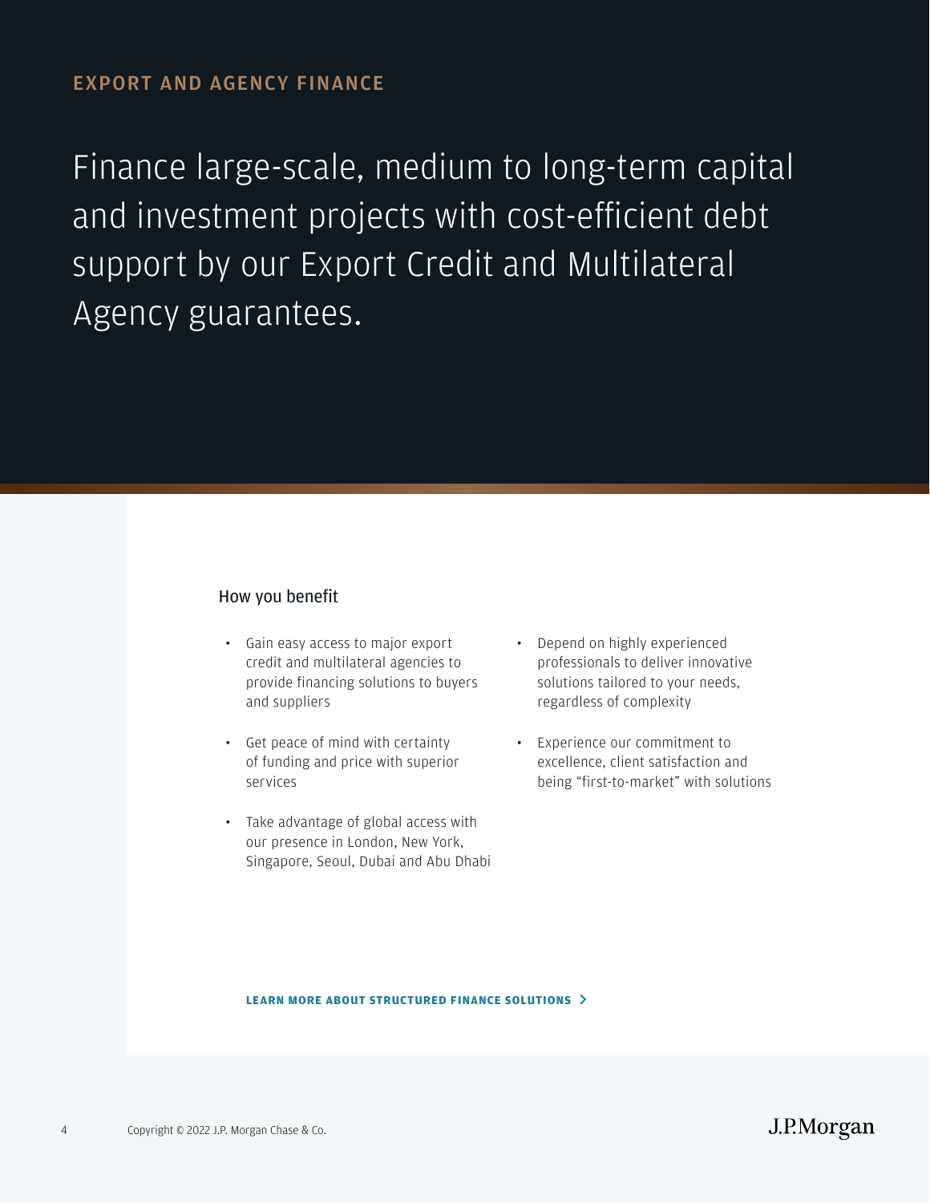EXPORT AND AGENCY FINANCE

# Finance large-scale, medium to long-term capital and investment projects with cost-efficient debt support by our Export Credit and Multilateral Agency guarantees.

## How you benefit

- Gain easy access to major export credit and multilateral agencies to provide financing solutions to buyers and suppliers
- Get peace of mind with certainty of funding and price with superior services
- Take advantage of global access with our presence in London, New York, Singapore, Seoul, Dubai and Abu Dhabi
- Depend on highly experienced professionals to deliver innovative solutions tailored to your needs, regardless of complexity
- Experience our commitment to excellence, client satisfaction and being "first-to-market" with solutions

**LEARN MORE ABOUT STRUCTURED FINANCE SOLUTIONS >**

Copyright © 2022 J.P. Morgan Chase & Co.

J.P.Morgan